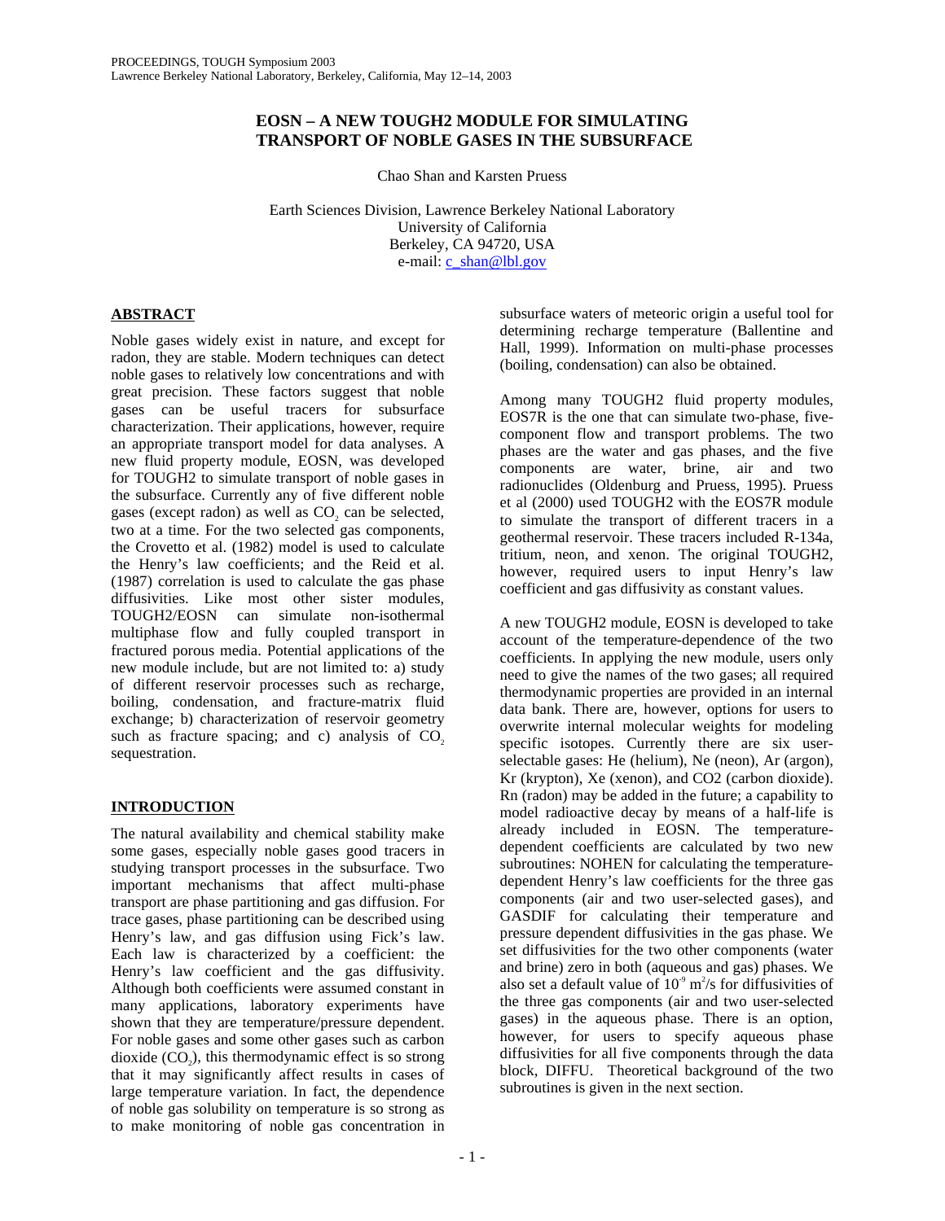# EOSN – A NEW TOUGH2 MODULE FOR SIMULATING TRANSPORT OF NOBLE GASES IN THE SUBSURFACE

Chao Shan and Karsten Pruess

Earth Sciences Division, Lawrence Berkeley National Laboratory
University of California
Berkeley, CA 94720, USA
e-mail: c_shan@lbl.gov

## ABSTRACT

Noble gases widely exist in nature, and except for radon, they are stable. Modern techniques can detect noble gases to relatively low concentrations and with great precision. These factors suggest that noble gases can be useful tracers for subsurface characterization. Their applications, however, require an appropriate transport model for data analyses. A new fluid property module, EOSN, was developed for TOUGH2 to simulate transport of noble gases in the subsurface. Currently any of five different noble gases (except radon) as well as $CO_2$ can be selected, two at a time. For the two selected gas components, the Crovetto et al. (1982) model is used to calculate the Henry's law coefficients; and the Reid et al. (1987) correlation is used to calculate the gas phase diffusivities. Like most other sister modules, TOUGH2/EOSN can simulate non-isothermal multiphase flow and fully coupled transport in fractured porous media. Potential applications of the new module include, but are not limited to: a) study of different reservoir processes such as recharge, boiling, condensation, and fracture-matrix fluid exchange; b) characterization of reservoir geometry such as fracture spacing; and c) analysis of $CO_2$ sequestration.

## INTRODUCTION

The natural availability and chemical stability make some gases, especially noble gases good tracers in studying transport processes in the subsurface. Two important mechanisms that affect multi-phase transport are phase partitioning and gas diffusion. For trace gases, phase partitioning can be described using Henry's law, and gas diffusion using Fick's law. Each law is characterized by a coefficient: the Henry's law coefficient and the gas diffusivity. Although both coefficients were assumed constant in many applications, laboratory experiments have shown that they are temperature/pressure dependent. For noble gases and some other gases such as carbon dioxide ($CO_2$), this thermodynamic effect is so strong that it may significantly affect results in cases of large temperature variation. In fact, the dependence of noble gas solubility on temperature is so strong as to make monitoring of noble gas concentration in subsurface waters of meteoric origin a useful tool for determining recharge temperature (Ballentine and Hall, 1999). Information on multi-phase processes (boiling, condensation) can also be obtained.

Among many TOUGH2 fluid property modules, EOS7R is the one that can simulate two-phase, five-component flow and transport problems. The two phases are the water and gas phases, and the five components are water, brine, air and two radionuclides (Oldenburg and Pruess, 1995). Pruess et al (2000) used TOUGH2 with the EOS7R module to simulate the transport of different tracers in a geothermal reservoir. These tracers included R-134a, tritium, neon, and xenon. The original TOUGH2, however, required users to input Henry's law coefficient and gas diffusivity as constant values.

A new TOUGH2 module, EOSN is developed to take account of the temperature-dependence of the two coefficients. In applying the new module, users only need to give the names of the two gases; all required thermodynamic properties are provided in an internal data bank. There are, however, options for users to overwrite internal molecular weights for modeling specific isotopes. Currently there are six user-selectable gases: He (helium), Ne (neon), Ar (argon), Kr (krypton), Xe (xenon), and CO2 (carbon dioxide). Rn (radon) may be added in the future; a capability to model radioactive decay by means of a half-life is already included in EOSN. The temperature-dependent coefficients are calculated by two new subroutines: NOHEN for calculating the temperature-dependent Henry's law coefficients for the three gas components (air and two user-selected gases), and GASDIF for calculating their temperature and pressure dependent diffusivities in the gas phase. We set diffusivities for the two other components (water and brine) zero in both (aqueous and gas) phases. We also set a default value of $10^{-9}$ $m^2/s$ for diffusivities of the three gas components (air and two user-selected gases) in the aqueous phase. There is an option, however, for users to specify aqueous phase diffusivities for all five components through the data block, DIFFU. Theoretical background of the two subroutines is given in the next section.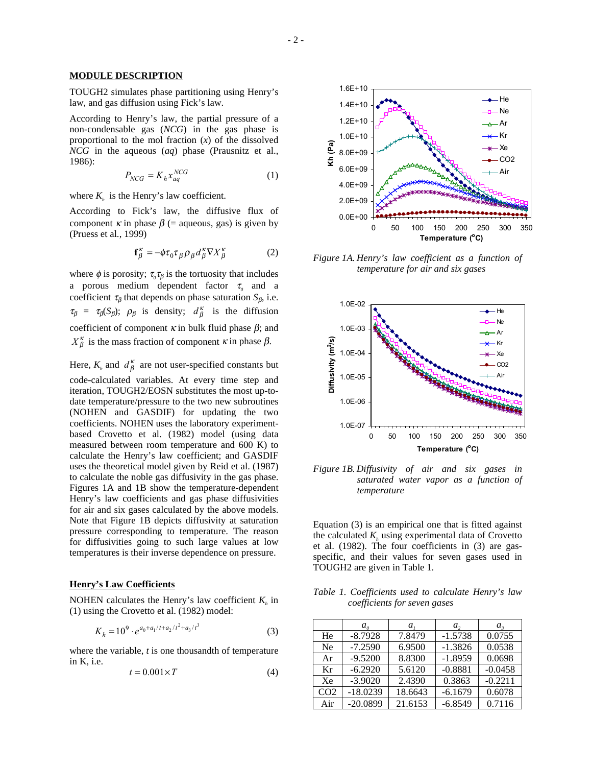## MODULE DESCRIPTION

TOUGH2 simulates phase partitioning using Henry's law, and gas diffusion using Fick's law.

According to Henry's law, the partial pressure of a non-condensable gas (*NCG*) in the gas phase is proportional to the mol fraction ($x$) of the dissolved *NCG* in the aqueous (*aq*) phase (Prausnitz et al., 1986):

$$P_{NCG} = K_h x_{aq}^{NCG} \tag{1}$$

where $K_h$ is the Henry's law coefficient.

According to Fick's law, the diffusive flux of component $\kappa$ in phase $\beta$ (= aqueous, gas) is given by (Pruess et al., 1999)

$$\mathbf{f}_\beta^\kappa = -\phi \tau_0 \tau_\beta \rho_\beta d_\beta^\kappa \nabla X_\beta^\kappa \tag{2}$$

where $\phi$ is porosity; $\tau_0\tau_\beta$ is the tortuosity that includes a porous medium dependent factor $\tau_0$ and a coefficient $\tau_\beta$ that depends on phase saturation $S_\beta$, i.e. $\tau_\beta = \tau_\beta(S_\beta)$; $\rho_\beta$ is density; $d_\beta^\kappa$ is the diffusion coefficient of component $\kappa$ in bulk fluid phase $\beta$; and $X_\beta^\kappa$ is the mass fraction of component $\kappa$ in phase $\beta$.

Here, $K_h$ and $d_\beta^\kappa$ are not user-specified constants but code-calculated variables. At every time step and iteration, TOUGH2/EOSN substitutes the most up-to-date temperature/pressure to the two new subroutines (NOHEN and GASDIF) for updating the two coefficients. NOHEN uses the laboratory experiment-based Crovetto et al. (1982) model (using data measured between room temperature and 600 K) to calculate the Henry's law coefficient; and GASDIF uses the theoretical model given by Reid et al. (1987) to calculate the noble gas diffusivity in the gas phase. Figures 1A and 1B show the temperature-dependent Henry's law coefficients and gas phase diffusivities for air and six gases calculated by the above models. Note that Figure 1B depicts diffusivity at saturation pressure corresponding to temperature. The reason for diffusivities going to such large values at low temperatures is their inverse dependence on pressure.

### Henry's Law Coefficients

NOHEN calculates the Henry's law coefficient $K_h$ in (1) using the Crovetto et al. (1982) model:

$$K_h = 10^9 \cdot e^{a_0 + a_1/t + a_2/t^2 + a_3/t^3} \tag{3}$$

where the variable, $t$ is one thousandth of temperature in K, i.e.

$$t = 0.001 \times T \tag{4}$$

*Figure 1A. Henry's law coefficient as a function of temperature for air and six gases*

*Figure 1B. Diffusivity of air and six gases in saturated water vapor as a function of temperature*

Equation (3) is an empirical one that is fitted against the calculated $K_h$ using experimental data of Crovetto et al. (1982). The four coefficients in (3) are gas-specific, and their values for seven gases used in TOUGH2 are given in Table 1.

*Table 1. Coefficients used to calculate Henry's law coefficients for seven gases*

| | $a_0$ | $a_1$ | $a_2$ | $a_3$ |
|---|---|---|---|---|
| He | -8.7928 | 7.8479 | -1.5738 | 0.0755 |
| Ne | -7.2590 | 6.9500 | -1.3826 | 0.0538 |
| Ar | -9.5200 | 8.8300 | -1.8959 | 0.0698 |
| Kr | -6.2920 | 5.6120 | -0.8881 | -0.0458 |
| Xe | -3.9020 | 2.4390 | 0.3863 | -0.2211 |
| CO2 | -18.0239 | 18.6643 | -6.1679 | 0.6078 |
| Air | -20.0899 | 21.6153 | -6.8549 | 0.7116 |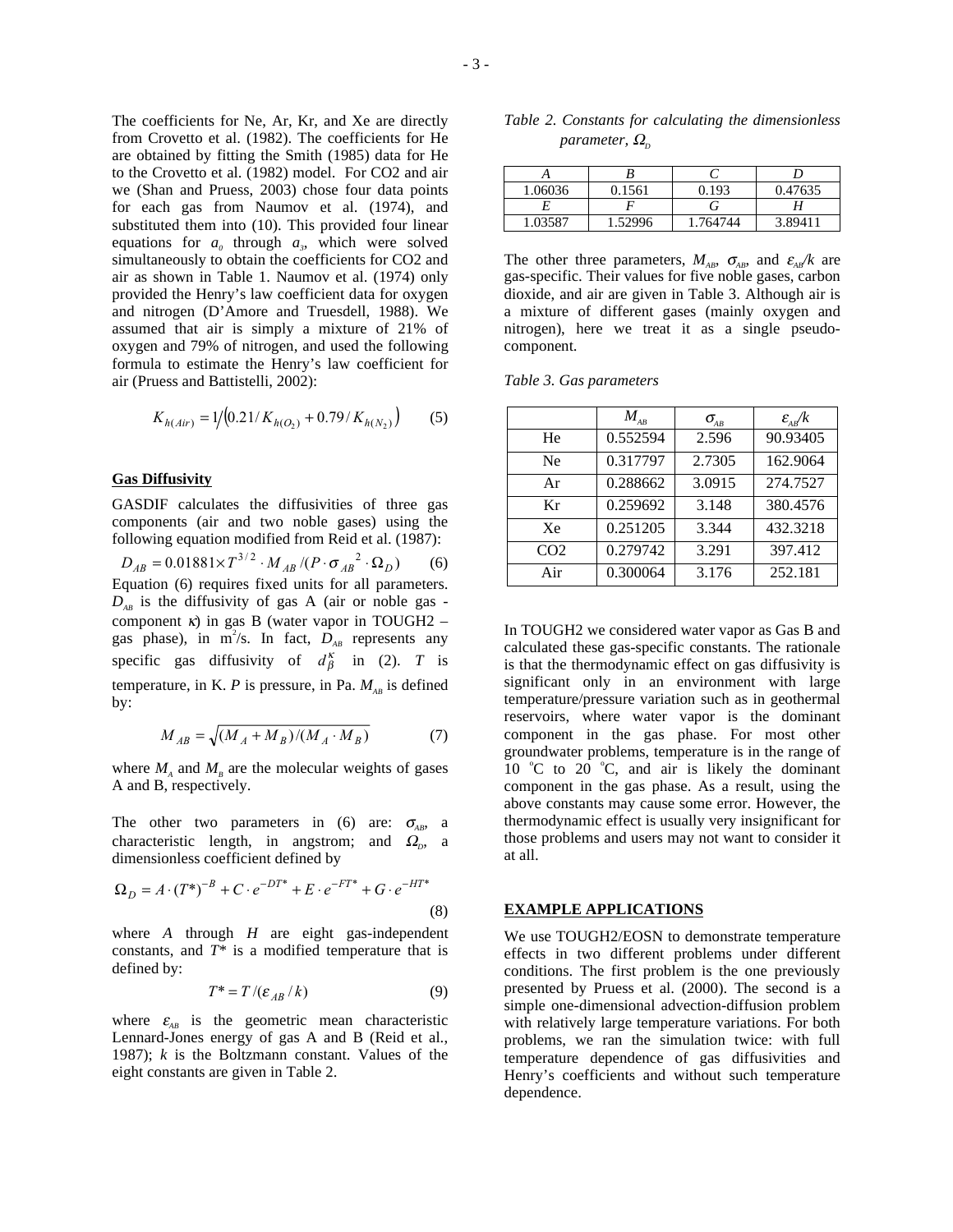The coefficients for Ne, Ar, Kr, and Xe are directly from Crovetto et al. (1982). The coefficients for He are obtained by fitting the Smith (1985) data for He to the Crovetto et al. (1982) model. For CO2 and air we (Shan and Pruess, 2003) chose four data points for each gas from Naumov et al. (1974), and substituted them into (10). This provided four linear equations for $a_0$ through $a_3$, which were solved simultaneously to obtain the coefficients for CO2 and air as shown in Table 1. Naumov et al. (1974) only provided the Henry's law coefficient data for oxygen and nitrogen (D'Amore and Truesdell, 1988). We assumed that air is simply a mixture of 21% of oxygen and 79% of nitrogen, and used the following formula to estimate the Henry's law coefficient for air (Pruess and Battistelli, 2002):

$$K_{h(Air)} = 1/\left(0.21/K_{h(O_2)} + 0.79/K_{h(N_2)}\right) \qquad (5)$$

**Gas Diffusivity**

GASDIF calculates the diffusivities of three gas components (air and two noble gases) using the following equation modified from Reid et al. (1987):

$$D_{AB} = 0.01881 \times T^{3/2} \cdot M_{AB} / (P \cdot \sigma_{AB}{}^2 \cdot \Omega_D) \qquad (6)$$

Equation (6) requires fixed units for all parameters. $D_{AB}$ is the diffusivity of gas A (air or noble gas - component $\kappa$) in gas B (water vapor in TOUGH2 – gas phase), in m$^2$/s. In fact, $D_{AB}$ represents any specific gas diffusivity of $d_\beta^\kappa$ in (2). $T$ is temperature, in K. $P$ is pressure, in Pa. $M_{AB}$ is defined by:

$$M_{AB} = \sqrt{(M_A + M_B)/(M_A \cdot M_B)} \qquad (7)$$

where $M_A$ and $M_B$ are the molecular weights of gases A and B, respectively.

The other two parameters in (6) are: $\sigma_{AB}$, a characteristic length, in angstrom; and $\Omega_D$, a dimensionless coefficient defined by

$$\Omega_D = A \cdot (T^*)^{-B} + C \cdot e^{-DT^*} + E \cdot e^{-FT^*} + G \cdot e^{-HT^*} \qquad (8)$$

where $A$ through $H$ are eight gas-independent constants, and $T^*$ is a modified temperature that is defined by:

$$T^* = T / (\varepsilon_{AB} / k) \qquad (9)$$

where $\varepsilon_{AB}$ is the geometric mean characteristic Lennard-Jones energy of gas A and B (Reid et al., 1987); $k$ is the Boltzmann constant. Values of the eight constants are given in Table 2.

*Table 2. Constants for calculating the dimensionless parameter, $\Omega_D$*

| A | B | C | D |
|---|---|---|---|
| 1.06036 | 0.1561 | 0.193 | 0.47635 |
| E | F | G | H |
| 1.03587 | 1.52996 | 1.764744 | 3.89411 |

The other three parameters, $M_{AB}$, $\sigma_{AB}$, and $\varepsilon_{AB}/k$ are gas-specific. Their values for five noble gases, carbon dioxide, and air are given in Table 3. Although air is a mixture of different gases (mainly oxygen and nitrogen), here we treat it as a single pseudo-component.

*Table 3. Gas parameters*

| | $M_{AB}$ | $\sigma_{AB}$ | $\varepsilon_{AB}/k$ |
|---|---|---|---|
| He | 0.552594 | 2.596 | 90.93405 |
| Ne | 0.317797 | 2.7305 | 162.9064 |
| Ar | 0.288662 | 3.0915 | 274.7527 |
| Kr | 0.259692 | 3.148 | 380.4576 |
| Xe | 0.251205 | 3.344 | 432.3218 |
| CO2 | 0.279742 | 3.291 | 397.412 |
| Air | 0.300064 | 3.176 | 252.181 |

In TOUGH2 we considered water vapor as Gas B and calculated these gas-specific constants. The rationale is that the thermodynamic effect on gas diffusivity is significant only in an environment with large temperature/pressure variation such as in geothermal reservoirs, where water vapor is the dominant component in the gas phase. For most other groundwater problems, temperature is in the range of 10 °C to 20 °C, and air is likely the dominant component in the gas phase. As a result, using the above constants may cause some error. However, the thermodynamic effect is usually very insignificant for those problems and users may not want to consider it at all.

**EXAMPLE APPLICATIONS**

We use TOUGH2/EOSN to demonstrate temperature effects in two different problems under different conditions. The first problem is the one previously presented by Pruess et al. (2000). The second is a simple one-dimensional advection-diffusion problem with relatively large temperature variations. For both problems, we ran the simulation twice: with full temperature dependence of gas diffusivities and Henry's coefficients and without such temperature dependence.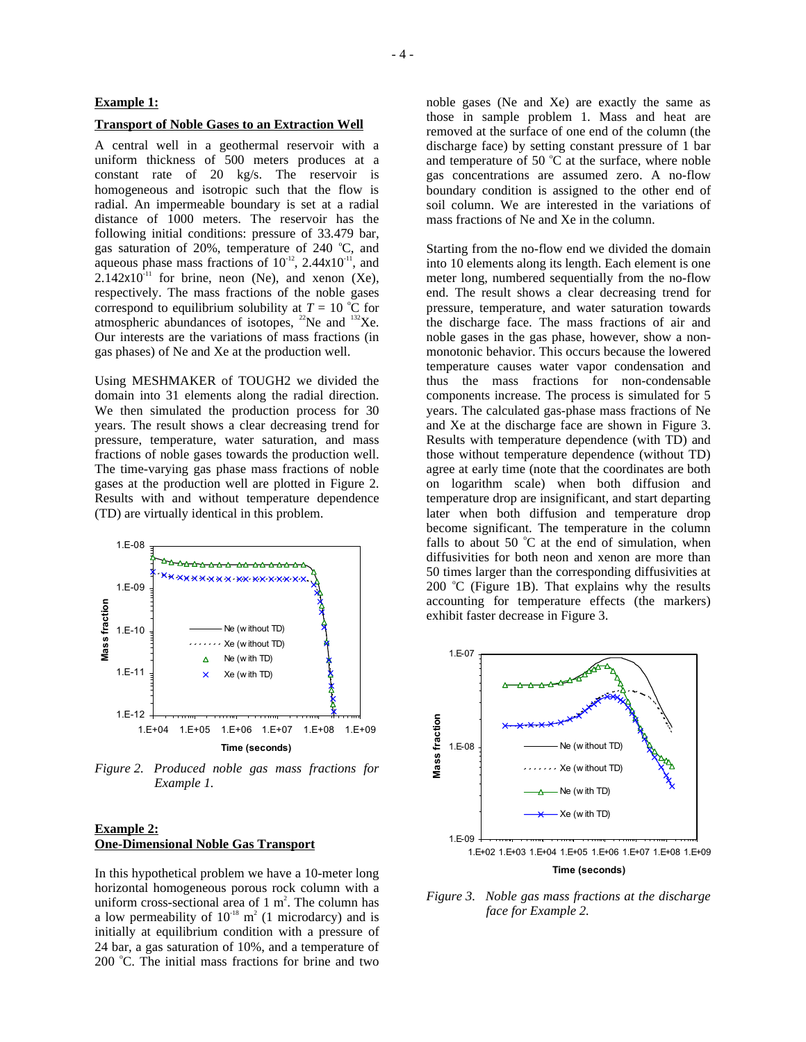**Example 1:**

**Transport of Noble Gases to an Extraction Well**

A central well in a geothermal reservoir with a uniform thickness of 500 meters produces at a constant rate of 20 kg/s. The reservoir is homogeneous and isotropic such that the flow is radial. An impermeable boundary is set at a radial distance of 1000 meters. The reservoir has the following initial conditions: pressure of 33.479 bar, gas saturation of 20%, temperature of 240 °C, and aqueous phase mass fractions of $10^{-12}$, $2.44 \times 10^{-11}$, and $2.142 \times 10^{-11}$ for brine, neon (Ne), and xenon (Xe), respectively. The mass fractions of the noble gases correspond to equilibrium solubility at $T$ = 10 °C for atmospheric abundances of isotopes, $^{22}$Ne and $^{132}$Xe. Our interests are the variations of mass fractions (in gas phases) of Ne and Xe at the production well.

Using MESHMAKER of TOUGH2 we divided the domain into 31 elements along the radial direction. We then simulated the production process for 30 years. The result shows a clear decreasing trend for pressure, temperature, water saturation, and mass fractions of noble gases towards the production well. The time-varying gas phase mass fractions of noble gases at the production well are plotted in Figure 2. Results with and without temperature dependence (TD) are virtually identical in this problem.

*Figure 2. Produced noble gas mass fractions for Example 1.*

**Example 2:**
**One-Dimensional Noble Gas Transport**

In this hypothetical problem we have a 10-meter long horizontal homogeneous porous rock column with a uniform cross-sectional area of 1 m$^2$. The column has a low permeability of $10^{-18}$ m$^2$ (1 microdarcy) and is initially at equilibrium condition with a pressure of 24 bar, a gas saturation of 10%, and a temperature of 200 °C. The initial mass fractions for brine and two noble gases (Ne and Xe) are exactly the same as those in sample problem 1. Mass and heat are removed at the surface of one end of the column (the discharge face) by setting constant pressure of 1 bar and temperature of 50 °C at the surface, where noble gas concentrations are assumed zero. A no-flow boundary condition is assigned to the other end of soil column. We are interested in the variations of mass fractions of Ne and Xe in the column.

Starting from the no-flow end we divided the domain into 10 elements along its length. Each element is one meter long, numbered sequentially from the no-flow end. The result shows a clear decreasing trend for pressure, temperature, and water saturation towards the discharge face. The mass fractions of air and noble gases in the gas phase, however, show a non-monotonic behavior. This occurs because the lowered temperature causes water vapor condensation and thus the mass fractions for non-condensable components increase. The process is simulated for 5 years. The calculated gas-phase mass fractions of Ne and Xe at the discharge face are shown in Figure 3. Results with temperature dependence (with TD) and those without temperature dependence (without TD) agree at early time (note that the coordinates are both on logarithm scale) when both diffusion and temperature drop are insignificant, and start departing later when both diffusion and temperature drop become significant. The temperature in the column falls to about 50 °C at the end of simulation, when diffusivities for both neon and xenon are more than 50 times larger than the corresponding diffusivities at 200 °C (Figure 1B). That explains why the results accounting for temperature effects (the markers) exhibit faster decrease in Figure 3.

*Figure 3. Noble gas mass fractions at the discharge face for Example 2.*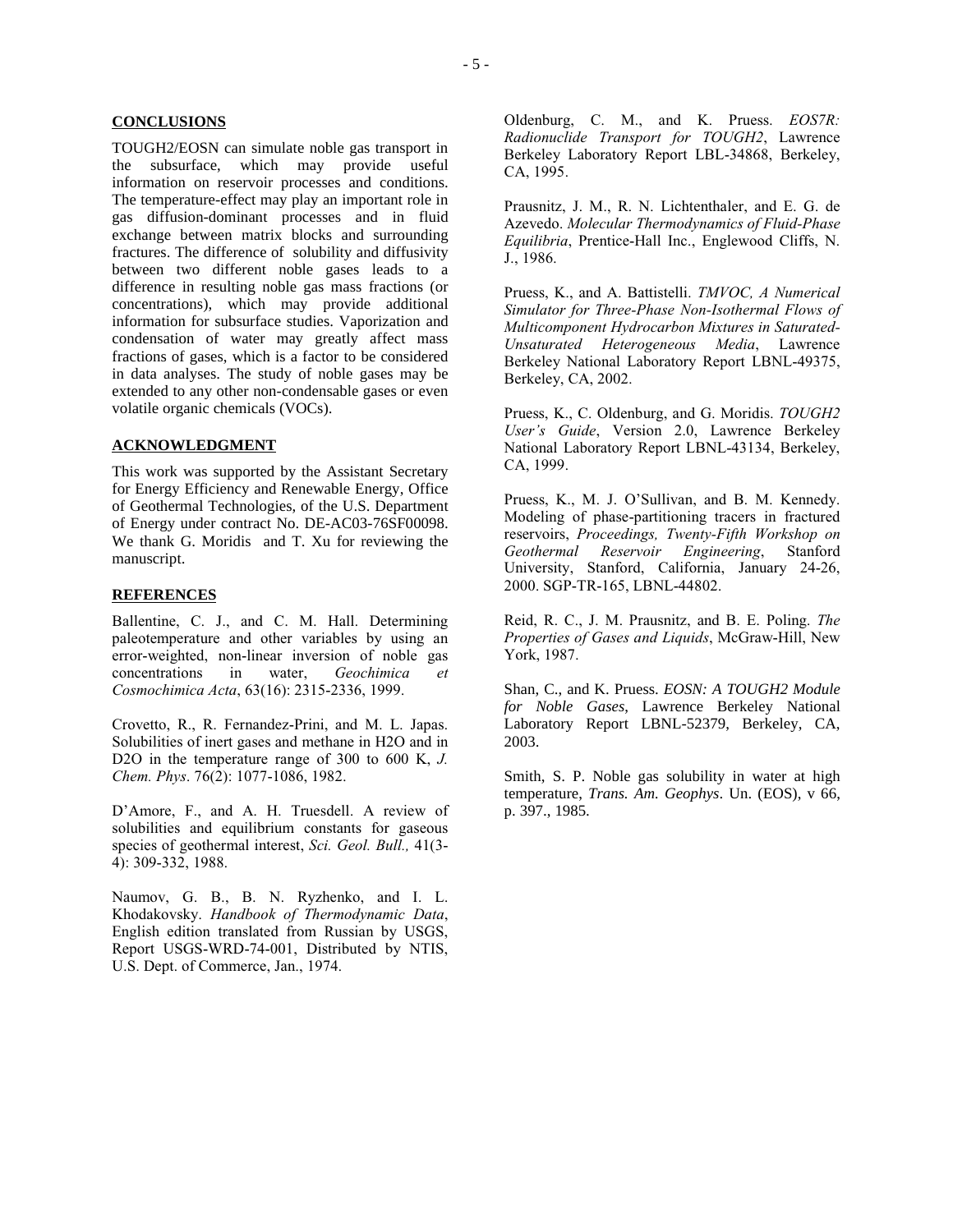## CONCLUSIONS

TOUGH2/EOSN can simulate noble gas transport in the subsurface, which may provide useful information on reservoir processes and conditions. The temperature-effect may play an important role in gas diffusion-dominant processes and in fluid exchange between matrix blocks and surrounding fractures. The difference of solubility and diffusivity between two different noble gases leads to a difference in resulting noble gas mass fractions (or concentrations), which may provide additional information for subsurface studies. Vaporization and condensation of water may greatly affect mass fractions of gases, which is a factor to be considered in data analyses. The study of noble gases may be extended to any other non-condensable gases or even volatile organic chemicals (VOCs).

## ACKNOWLEDGMENT

This work was supported by the Assistant Secretary for Energy Efficiency and Renewable Energy, Office of Geothermal Technologies, of the U.S. Department of Energy under contract No. DE-AC03-76SF00098. We thank G. Moridis and T. Xu for reviewing the manuscript.

## REFERENCES

Ballentine, C. J., and C. M. Hall. Determining paleotemperature and other variables by using an error-weighted, non-linear inversion of noble gas concentrations in water, *Geochimica et Cosmochimica Acta*, 63(16): 2315-2336, 1999.

Crovetto, R., R. Fernandez-Prini, and M. L. Japas. Solubilities of inert gases and methane in H2O and in D2O in the temperature range of 300 to 600 K, *J. Chem. Phys*. 76(2): 1077-1086, 1982.

D'Amore, F., and A. H. Truesdell. A review of solubilities and equilibrium constants for gaseous species of geothermal interest, *Sci. Geol. Bull.,* 41(3-4): 309-332, 1988.

Naumov, G. B., B. N. Ryzhenko, and I. L. Khodakovsky. *Handbook of Thermodynamic Data*, English edition translated from Russian by USGS, Report USGS-WRD-74-001, Distributed by NTIS, U.S. Dept. of Commerce, Jan., 1974.

Oldenburg, C. M., and K. Pruess. *EOS7R: Radionuclide Transport for TOUGH2*, Lawrence Berkeley Laboratory Report LBL-34868, Berkeley, CA, 1995.

Prausnitz, J. M., R. N. Lichtenthaler, and E. G. de Azevedo. *Molecular Thermodynamics of Fluid-Phase Equilibria*, Prentice-Hall Inc., Englewood Cliffs, N. J., 1986.

Pruess, K., and A. Battistelli. *TMVOC, A Numerical Simulator for Three-Phase Non-Isothermal Flows of Multicomponent Hydrocarbon Mixtures in Saturated-Unsaturated Heterogeneous Media*, Lawrence Berkeley National Laboratory Report LBNL-49375, Berkeley, CA, 2002.

Pruess, K., C. Oldenburg, and G. Moridis. *TOUGH2 User's Guide*, Version 2.0, Lawrence Berkeley National Laboratory Report LBNL-43134, Berkeley, CA, 1999.

Pruess, K., M. J. O'Sullivan, and B. M. Kennedy. Modeling of phase-partitioning tracers in fractured reservoirs, *Proceedings, Twenty-Fifth Workshop on Geothermal Reservoir Engineering*, Stanford University, Stanford, California, January 24-26, 2000. SGP-TR-165, LBNL-44802.

Reid, R. C., J. M. Prausnitz, and B. E. Poling. *The Properties of Gases and Liquids*, McGraw-Hill, New York, 1987.

Shan, C., and K. Pruess. *EOSN: A TOUGH2 Module for Noble Gases*, Lawrence Berkeley National Laboratory Report LBNL-52379, Berkeley, CA, 2003.

Smith, S. P. Noble gas solubility in water at high temperature, *Trans. Am. Geophys*. Un. (EOS), v 66, p. 397., 1985.